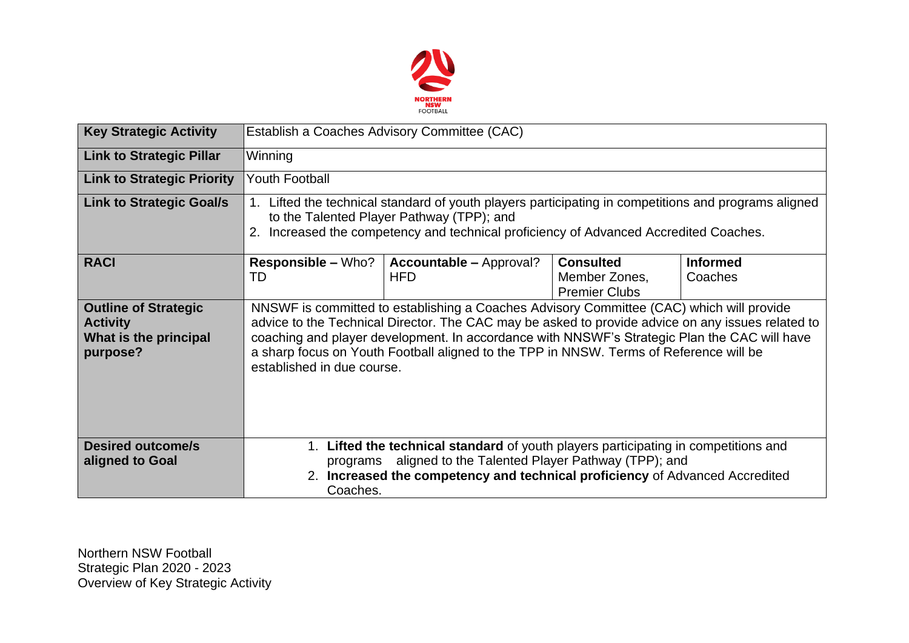NORTHERN NSW FOOTBALL

| Key Strategic Activity | Establish a Coaches Advisory Committee (CAC) | | | |
|---|---|---|---|---|
| **Link to Strategic Pillar** | Winning | | | |
| **Link to Strategic Priority** | Youth Football | | | |
| **Link to Strategic Goal/s** | 1. Lifted the technical standard of youth players participating in competitions and programs aligned to the Talented Player Pathway (TPP); and<br>2. Increased the competency and technical proficiency of Advanced Accredited Coaches. | | | |
| **RACI** | **Responsible –** Who?<br>TD | **Accountable –** Approval?<br>HFD | **Consulted**<br>Member Zones, Premier Clubs | **Informed**<br>Coaches |
| **Outline of Strategic Activity**<br>**What is the principal purpose?** | NNSWF is committed to establishing a Coaches Advisory Committee (CAC) which will provide advice to the Technical Director. The CAC may be asked to provide advice on any issues related to coaching and player development. In accordance with NNSWF's Strategic Plan the CAC will have a sharp focus on Youth Football aligned to the TPP in NNSW. Terms of Reference will be established in due course. | | | |
| **Desired outcome/s aligned to Goal** | 1. **Lifted the technical standard** of youth players participating in competitions and programs aligned to the Talented Player Pathway (TPP); and<br>2. **Increased the competency and technical proficiency** of Advanced Accredited Coaches. | | | |

Northern NSW Football
Strategic Plan 2020 - 2023
Overview of Key Strategic Activity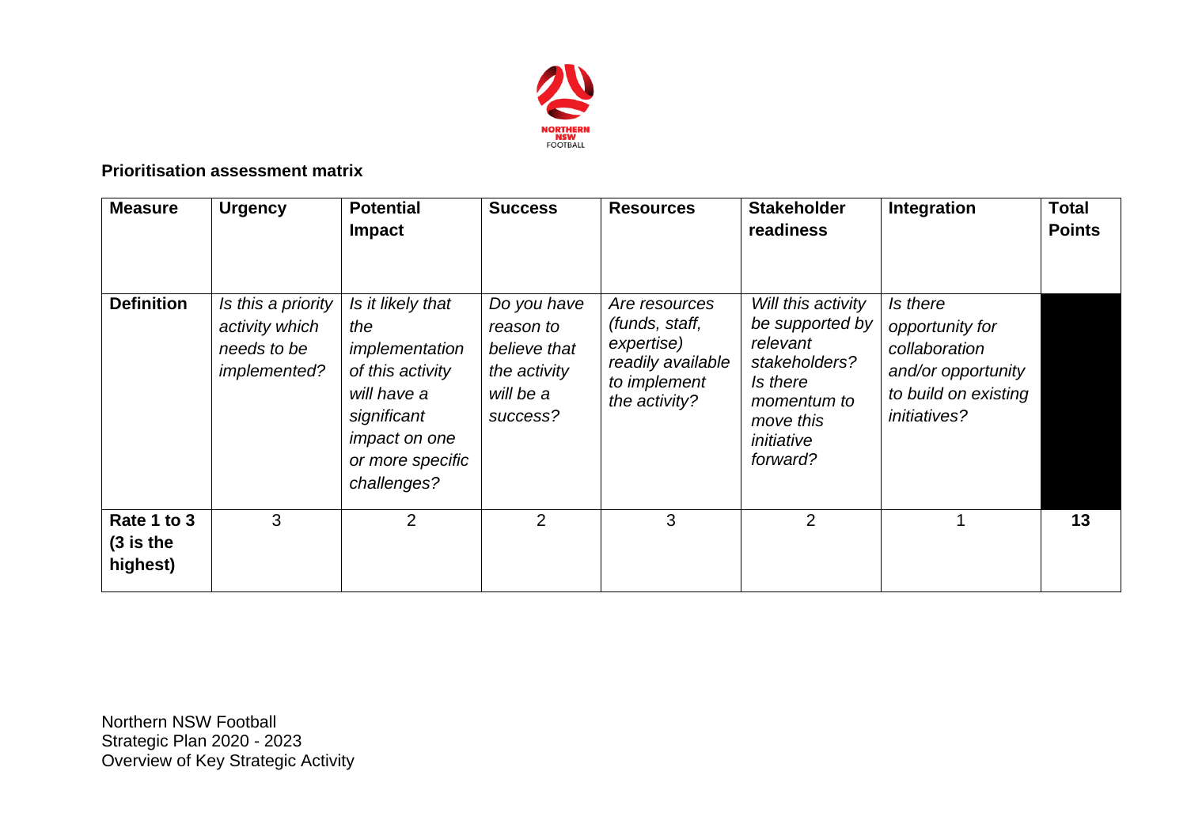**Prioritisation assessment matrix**

| Measure | Urgency | Potential Impact | Success | Resources | Stakeholder readiness | Integration | Total Points |
|---|---|---|---|---|---|---|---|
| **Definition** | *Is this a priority activity which needs to be implemented?* | *Is it likely that the implementation of this activity will have a significant impact on one or more specific challenges?* | *Do you have reason to believe that the activity will be a success?* | *Are resources (funds, staff, expertise) readily available to implement the activity?* | *Will this activity be supported by relevant stakeholders? Is there momentum to move this initiative forward?* | *Is there opportunity for collaboration and/or opportunity to build on existing initiatives?* | |
| **Rate 1 to 3 (3 is the highest)** | 3 | 2 | 2 | 3 | 2 | 1 | **13** |

Northern NSW Football
Strategic Plan 2020 - 2023
Overview of Key Strategic Activity